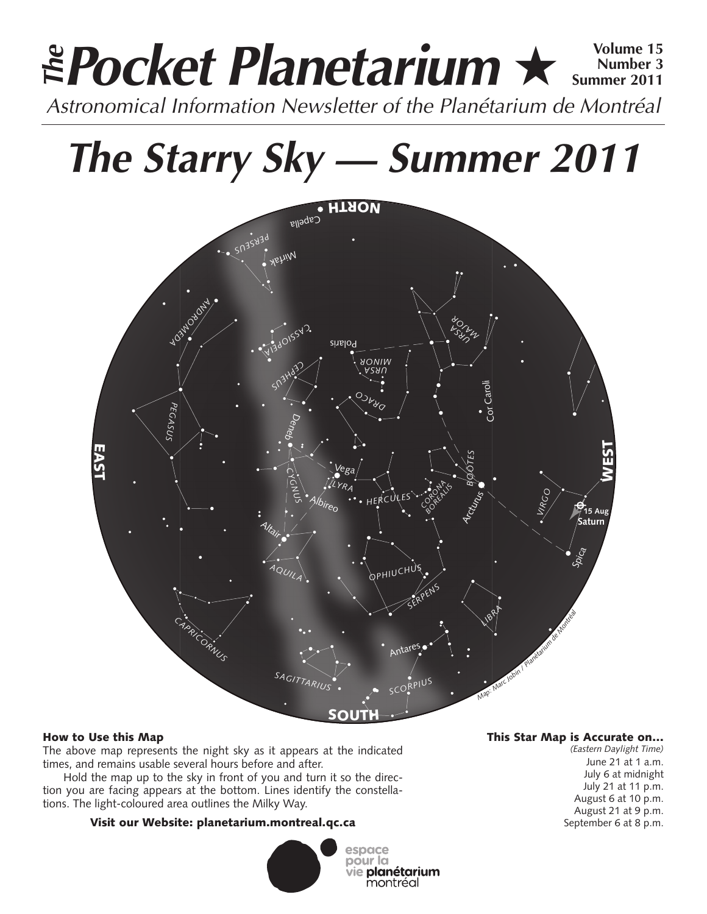# *The* Pocket Planetarium ★

**Volume 15**
**Number 3**
**Summer 2011**

*Astronomical Information Newsletter of the Planétarium de Montréal*

# *The Starry Sky — Summer 2011*

### How to Use this Map

The above map represents the night sky as it appears at the indicated times, and remains usable several hours before and after.

Hold the map up to the sky in front of you and turn it so the direction you are facing appears at the bottom. Lines identify the constellations. The light-coloured area outlines the Milky Way.

**Visit our Website: planetarium.montreal.qc.ca**

### This Star Map is Accurate on...

*(Eastern Daylight Time)*

June 21 at 1 a.m.
July 6 at midnight
July 21 at 11 p.m.
August 6 at 10 p.m.
August 21 at 9 p.m.
September 6 at 8 p.m.

espace pour la vie **planétarium** montréal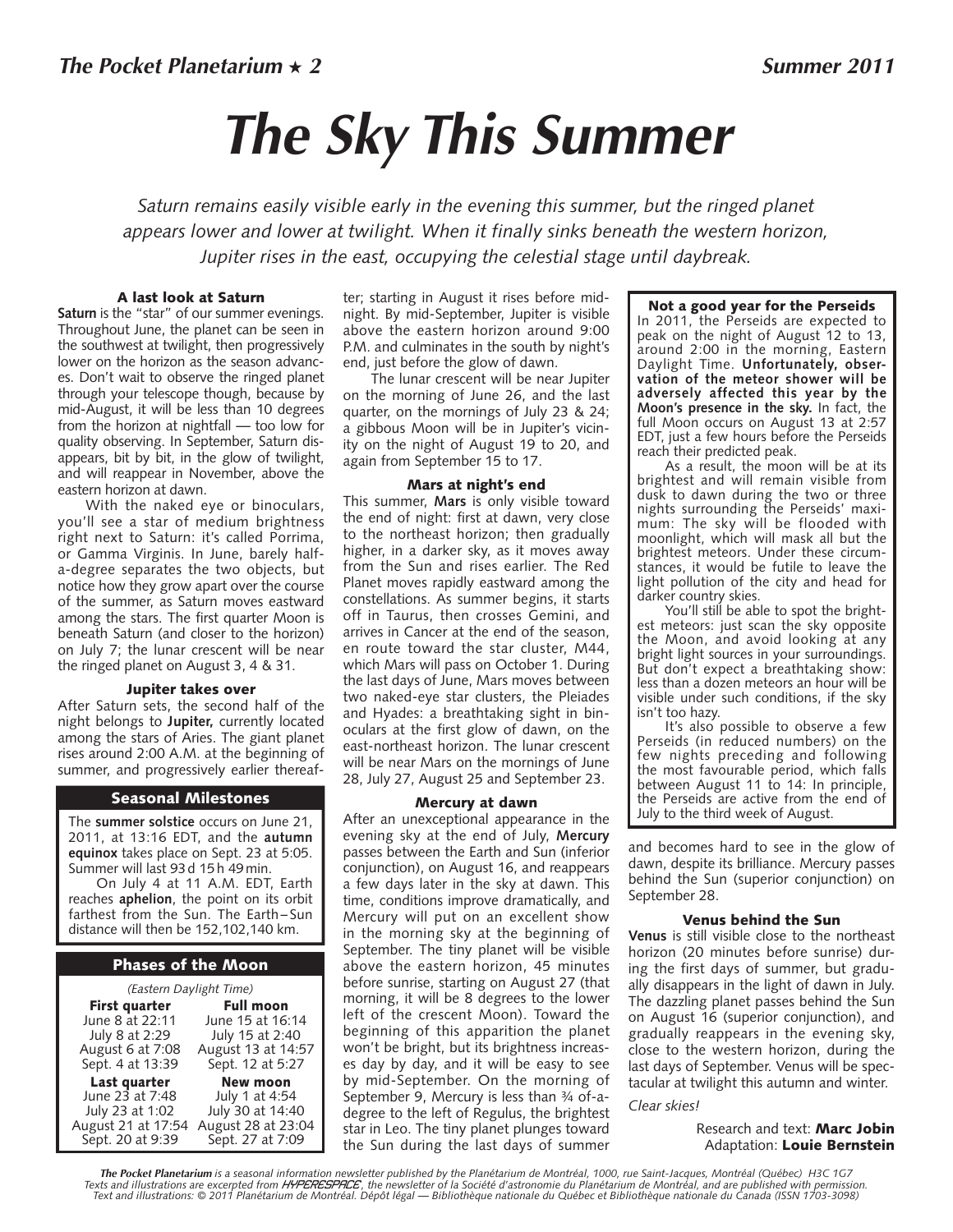# The Sky This Summer

*Saturn remains easily visible early in the evening this summer, but the ringed planet appears lower and lower at twilight. When it finally sinks beneath the western horizon, Jupiter rises in the east, occupying the celestial stage until daybreak.*

### A last look at Saturn

**Saturn** is the "star" of our summer evenings. Throughout June, the planet can be seen in the southwest at twilight, then progressively lower on the horizon as the season advances. Don't wait to observe the ringed planet through your telescope though, because by mid-August, it will be less than 10 degrees from the horizon at nightfall — too low for quality observing. In September, Saturn disappears, bit by bit, in the glow of twilight, and will reappear in November, above the eastern horizon at dawn.

With the naked eye or binoculars, you'll see a star of medium brightness right next to Saturn: it's called Porrima, or Gamma Virginis. In June, barely half-a-degree separates the two objects, but notice how they grow apart over the course of the summer, as Saturn moves eastward among the stars. The first quarter Moon is beneath Saturn (and closer to the horizon) on July 7; the lunar crescent will be near the ringed planet on August 3, 4 & 31.

### Jupiter takes over

After Saturn sets, the second half of the night belongs to **Jupiter,** currently located among the stars of Aries. The giant planet rises around 2:00 A.M. at the beginning of summer, and progressively earlier thereafter; starting in August it rises before midnight. By mid-September, Jupiter is visible above the eastern horizon around 9:00 P.M. and culminates in the south by night's end, just before the glow of dawn.

The lunar crescent will be near Jupiter on the morning of June 26, and the last quarter, on the mornings of July 23 & 24; a gibbous Moon will be in Jupiter's vicinity on the night of August 19 to 20, and again from September 15 to 17.

### Seasonal Milestones

The **summer solstice** occurs on June 21, 2011, at 13:16 EDT, and the **autumn equinox** takes place on Sept. 23 at 5:05. Summer will last 93 d 15 h 49 min.

On July 4 at 11 A.M. EDT, Earth reaches **aphelion**, the point on its orbit farthest from the Sun. The Earth–Sun distance will then be 152,102,140 km.

### Phases of the Moon

*(Eastern Daylight Time)*

| First quarter | Full moon |
|---|---|
| June 8 at 22:11 | June 15 at 16:14 |
| July 8 at 2:29 | July 15 at 2:40 |
| August 6 at 7:08 | August 13 at 14:57 |
| Sept. 4 at 13:39 | Sept. 12 at 5:27 |
| **Last quarter** | **New moon** |
| June 23 at 7:48 | July 1 at 4:54 |
| July 23 at 1:02 | July 30 at 14:40 |
| August 21 at 17:54 | August 28 at 23:04 |
| Sept. 20 at 9:39 | Sept. 27 at 7:09 |

### Mars at night's end

This summer, **Mars** is only visible toward the end of night: first at dawn, very close to the northeast horizon; then gradually higher, in a darker sky, as it moves away from the Sun and rises earlier. The Red Planet moves rapidly eastward among the constellations. As summer begins, it starts off in Taurus, then crosses Gemini, and arrives in Cancer at the end of the season, en route toward the star cluster, M44, which Mars will pass on October 1. During the last days of June, Mars moves between two naked-eye star clusters, the Pleiades and Hyades: a breathtaking sight in binoculars at the first glow of dawn, on the east-northeast horizon. The lunar crescent will be near Mars on the mornings of June 28, July 27, August 25 and September 23.

### Mercury at dawn

After an unexceptional appearance in the evening sky at the end of July, **Mercury** passes between the Earth and Sun (inferior conjunction), on August 16, and reappears a few days later in the sky at dawn. This time, conditions improve dramatically, and Mercury will put on an excellent show in the morning sky at the beginning of September. The tiny planet will be visible above the eastern horizon, 45 minutes before sunrise, starting on August 27 (that morning, it will be 8 degrees to the lower left of the crescent Moon). Toward the beginning of this apparition the planet won't be bright, but its brightness increases day by day, and it will be easy to see by mid-September. On the morning of September 9, Mercury is less than ¾ of-a-degree to the left of Regulus, the brightest star in Leo. The tiny planet plunges toward the Sun during the last days of summer and becomes hard to see in the glow of dawn, despite its brilliance. Mercury passes behind the Sun (superior conjunction) on September 28.

### Not a good year for the Perseids

In 2011, the Perseids are expected to peak on the night of August 12 to 13, around 2:00 in the morning, Eastern Daylight Time. **Unfortunately, observation of the meteor shower will be adversely affected this year by the Moon's presence in the sky.** In fact, the full Moon occurs on August 13 at 2:57 EDT, just a few hours before the Perseids reach their predicted peak.

As a result, the moon will be at its brightest and will remain visible from dusk to dawn during the two or three nights surrounding the Perseids' maximum: The sky will be flooded with moonlight, which will mask all but the brightest meteors. Under these circumstances, it would be futile to leave the light pollution of the city and head for darker country skies.

You'll still be able to spot the brightest meteors: just scan the sky opposite the Moon, and avoid looking at any bright light sources in your surroundings. But don't expect a breathtaking show: less than a dozen meteors an hour will be visible under such conditions, if the sky isn't too hazy.

It's also possible to observe a few Perseids (in reduced numbers) on the few nights preceding and following the most favourable period, which falls between August 11 to 14: In principle, the Perseids are active from the end of July to the third week of August.

### Venus behind the Sun

**Venus** is still visible close to the northeast horizon (20 minutes before sunrise) during the first days of summer, but gradually disappears in the light of dawn in July. The dazzling planet passes behind the Sun on August 16 (superior conjunction), and gradually reappears in the evening sky, close to the western horizon, during the last days of September. Venus will be spectacular at twilight this autumn and winter.

*Clear skies!*

Research and text: **Marc Jobin**
Adaptation: **Louie Bernstein**

*__The Pocket Planetarium__ is a seasonal information newsletter published by the Planétarium de Montréal, 1000, rue Saint-Jacques, Montréal (Québec) H3C 1G7*
*Texts and illustrations are excerpted from HYPERESPACE, the newsletter of la Société d'astronomie du Planétarium de Montréal, and are published with permission.*
*Text and illustrations: © 2011 Planétarium de Montréal. Dépôt légal — Bibliothèque nationale du Québec et Bibliothèque nationale du Canada (ISSN 1703-3098)*